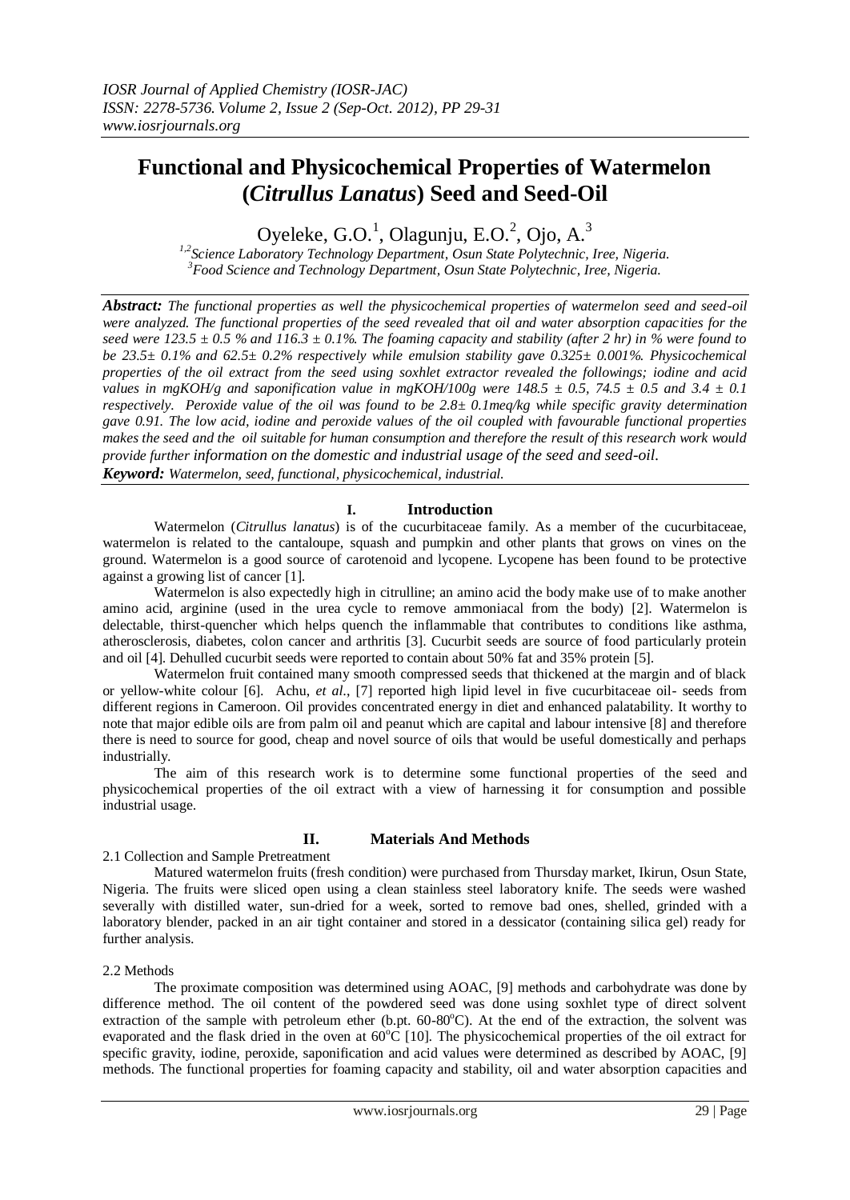# Functional and Physicochemical Properties of Watermelon (*Citrullus Lanatus*) Seed and Seed-Oil

Oyeleke, G.O.[1], Olagunju, E.O.[2], Ojo, A.[3]

[1,2]Science Laboratory Technology Department, Osun State Polytechnic, Iree, Nigeria.
[3]Food Science and Technology Department, Osun State Polytechnic, Iree, Nigeria.

***Abstract:*** *The functional properties as well the physicochemical properties of watermelon seed and seed-oil were analyzed. The functional properties of the seed revealed that oil and water absorption capacities for the seed were 123.5 ± 0.5 % and 116.3 ± 0.1%. The foaming capacity and stability (after 2 hr) in % were found to be 23.5± 0.1% and 62.5± 0.2% respectively while emulsion stability gave 0.325± 0.001%. Physicochemical properties of the oil extract from the seed using soxhlet extractor revealed the followings; iodine and acid values in mgKOH/g and saponification value in mgKOH/100g were 148.5 ± 0.5, 74.5 ± 0.5 and 3.4 ± 0.1 respectively. Peroxide value of the oil was found to be 2.8± 0.1meq/kg while specific gravity determination gave 0.91. The low acid, iodine and peroxide values of the oil coupled with favourable functional properties makes the seed and the oil suitable for human consumption and therefore the result of this research work would provide further information on the domestic and industrial usage of the seed and seed-oil.*

***Keyword:*** *Watermelon, seed, functional, physicochemical, industrial.*

## I. Introduction

Watermelon (*Citrullus lanatus*) is of the cucurbitaceae family. As a member of the cucurbitaceae, watermelon is related to the cantaloupe, squash and pumpkin and other plants that grows on vines on the ground. Watermelon is a good source of carotenoid and lycopene. Lycopene has been found to be protective against a growing list of cancer [1].

Watermelon is also expectedly high in citrulline; an amino acid the body make use of to make another amino acid, arginine (used in the urea cycle to remove ammoniacal from the body) [2]. Watermelon is delectable, thirst-quencher which helps quench the inflammable that contributes to conditions like asthma, atherosclerosis, diabetes, colon cancer and arthritis [3]. Cucurbit seeds are source of food particularly protein and oil [4]. Dehulled cucurbit seeds were reported to contain about 50% fat and 35% protein [5].

Watermelon fruit contained many smooth compressed seeds that thickened at the margin and of black or yellow-white colour [6]. Achu, *et al.*, [7] reported high lipid level in five cucurbitaceae oil- seeds from different regions in Cameroon. Oil provides concentrated energy in diet and enhanced palatability. It worthy to note that major edible oils are from palm oil and peanut which are capital and labour intensive [8] and therefore there is need to source for good, cheap and novel source of oils that would be useful domestically and perhaps industrially.

The aim of this research work is to determine some functional properties of the seed and physicochemical properties of the oil extract with a view of harnessing it for consumption and possible industrial usage.

## II. Materials And Methods

2.1 Collection and Sample Pretreatment

Matured watermelon fruits (fresh condition) were purchased from Thursday market, Ikirun, Osun State, Nigeria. The fruits were sliced open using a clean stainless steel laboratory knife. The seeds were washed severally with distilled water, sun-dried for a week, sorted to remove bad ones, shelled, grinded with a laboratory blender, packed in an air tight container and stored in a dessicator (containing silica gel) ready for further analysis.

2.2 Methods

The proximate composition was determined using AOAC, [9] methods and carbohydrate was done by difference method. The oil content of the powdered seed was done using soxhlet type of direct solvent extraction of the sample with petroleum ether (b.pt. 60-80$^{o}$C). At the end of the extraction, the solvent was evaporated and the flask dried in the oven at 60$^{o}$C [10]. The physicochemical properties of the oil extract for specific gravity, iodine, peroxide, saponification and acid values were determined as described by AOAC, [9] methods. The functional properties for foaming capacity and stability, oil and water absorption capacities and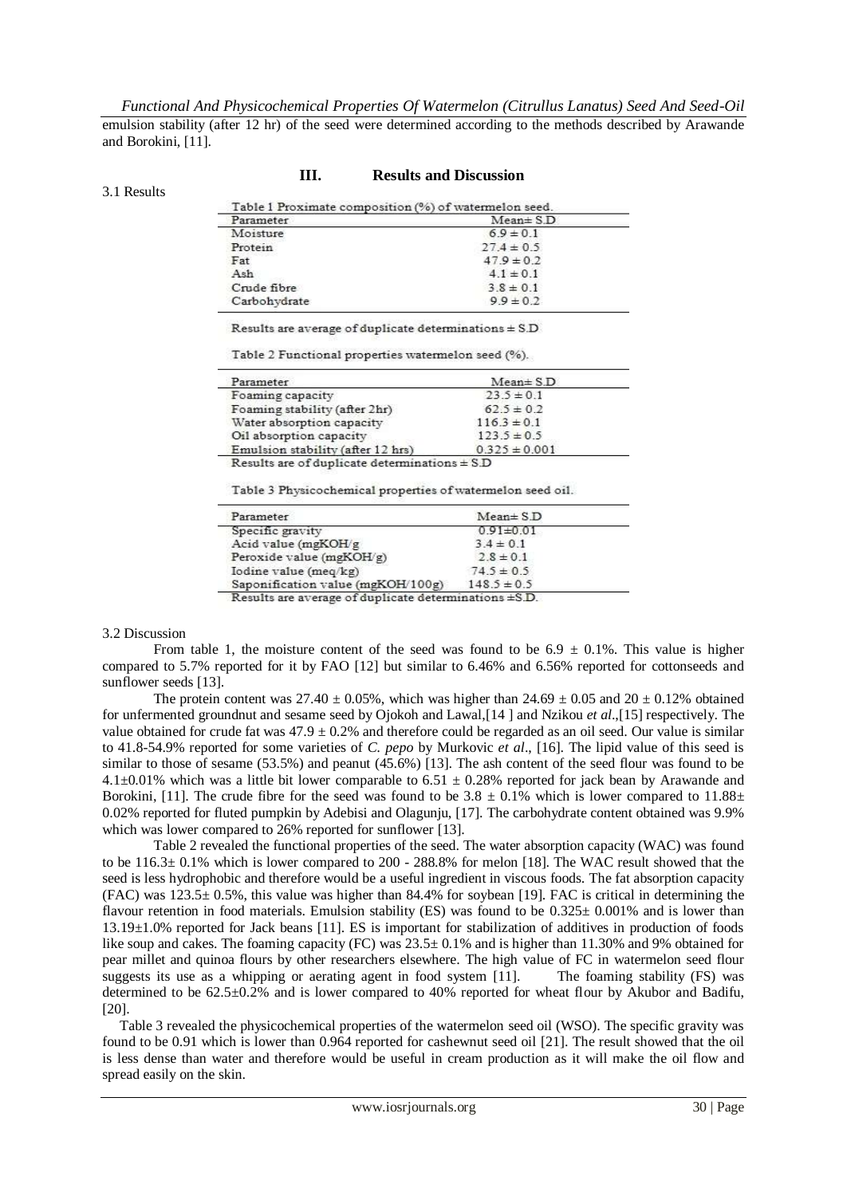emulsion stability (after 12 hr) of the seed were determined according to the methods described by Arawande and Borokini, [11].

# III. Results and Discussion

## 3.1 Results

Table 1 Proximate composition (%) of watermelon seed.

| Parameter | Mean± S.D |
|---|---|
| Moisture | 6.9 ± 0.1 |
| Protein | 27.4 ± 0.5 |
| Fat | 47.9 ± 0.2 |
| Ash | 4.1 ± 0.1 |
| Crude fibre | 3.8 ± 0.1 |
| Carbohydrate | 9.9 ± 0.2 |

Results are average of duplicate determinations ± S.D

Table 2 Functional properties watermelon seed (%).

| Parameter | Mean± S.D |
|---|---|
| Foaming capacity | 23.5 ± 0.1 |
| Foaming stability (after 2hr) | 62.5 ± 0.2 |
| Water absorption capacity | 116.3 ± 0.1 |
| Oil absorption capacity | 123.5 ± 0.5 |
| Emulsion stability (after 12 hrs) | 0.325 ± 0.001 |

Results are of duplicate determinations ± S.D

Table 3 Physicochemical properties of watermelon seed oil.

| Parameter | Mean± S.D |
|---|---|
| Specific gravity | 0.91±0.01 |
| Acid value (mgKOH/g | 3.4 ± 0.1 |
| Peroxide value (mgKOH/g) | 2.8 ± 0.1 |
| Iodine value (meq/kg) | 74.5 ± 0.5 |
| Saponification value (mgKOH/100g) | 148.5 ± 0.5 |

Results are average of duplicate determinations ±S.D.

## 3.2 Discussion

From table 1, the moisture content of the seed was found to be 6.9 ± 0.1%. This value is higher compared to 5.7% reported for it by FAO [12] but similar to 6.46% and 6.56% reported for cottonseeds and sunflower seeds [13].

The protein content was 27.40 ± 0.05%, which was higher than 24.69 ± 0.05 and 20 ± 0.12% obtained for unfermented groundnut and sesame seed by Ojokoh and Lawal,[14 ] and Nzikou *et al*.,[15] respectively. The value obtained for crude fat was 47.9 ± 0.2% and therefore could be regarded as an oil seed. Our value is similar to 41.8-54.9% reported for some varieties of *C. pepo* by Murkovic *et al*., [16]. The lipid value of this seed is similar to those of sesame (53.5%) and peanut (45.6%) [13]. The ash content of the seed flour was found to be 4.1±0.01% which was a little bit lower comparable to 6.51 ± 0.28% reported for jack bean by Arawande and Borokini, [11]. The crude fibre for the seed was found to be 3.8 ± 0.1% which is lower compared to 11.88± 0.02% reported for fluted pumpkin by Adebisi and Olagunju, [17]. The carbohydrate content obtained was 9.9% which was lower compared to 26% reported for sunflower [13].

Table 2 revealed the functional properties of the seed. The water absorption capacity (WAC) was found to be 116.3± 0.1% which is lower compared to 200 - 288.8% for melon [18]. The WAC result showed that the seed is less hydrophobic and therefore would be a useful ingredient in viscous foods. The fat absorption capacity (FAC) was 123.5± 0.5%, this value was higher than 84.4% for soybean [19]. FAC is critical in determining the flavour retention in food materials. Emulsion stability (ES) was found to be 0.325± 0.001% and is lower than 13.19±1.0% reported for Jack beans [11]. ES is important for stabilization of additives in production of foods like soup and cakes. The foaming capacity (FC) was 23.5± 0.1% and is higher than 11.30% and 9% obtained for pear millet and quinoa flours by other researchers elsewhere. The high value of FC in watermelon seed flour suggests its use as a whipping or aerating agent in food system [11]. The foaming stability (FS) was determined to be 62.5±0.2% and is lower compared to 40% reported for wheat flour by Akubor and Badifu, [20].

Table 3 revealed the physicochemical properties of the watermelon seed oil (WSO). The specific gravity was found to be 0.91 which is lower than 0.964 reported for cashewnut seed oil [21]. The result showed that the oil is less dense than water and therefore would be useful in cream production as it will make the oil flow and spread easily on the skin.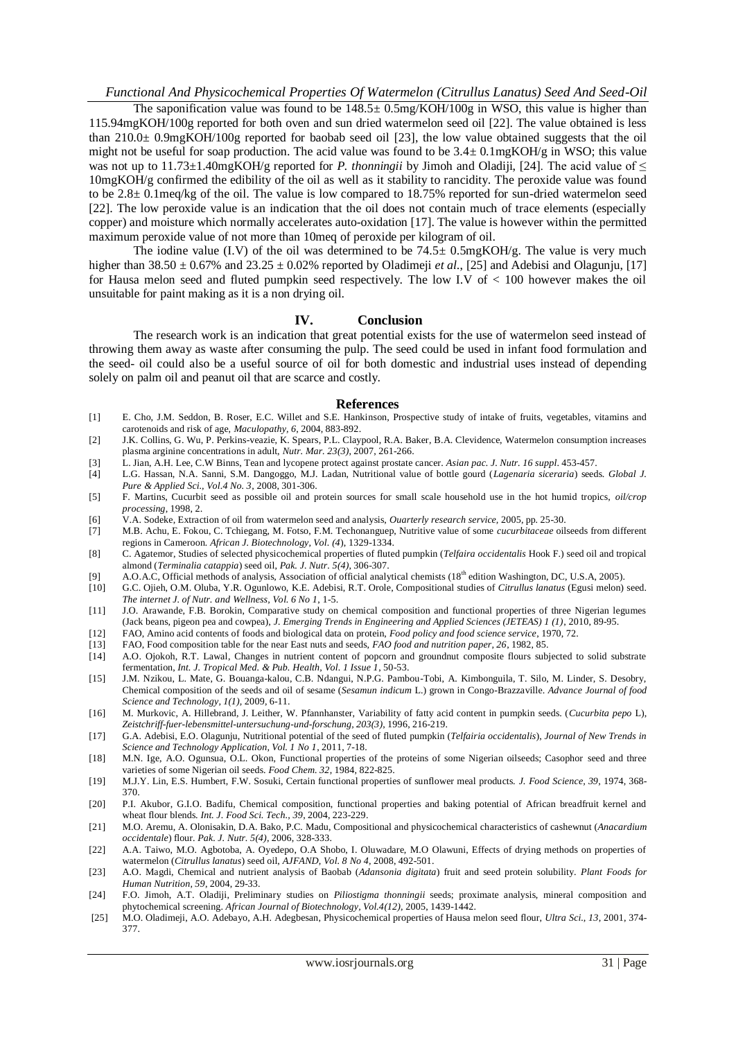The saponification value was found to be 148.5± 0.5mg/KOH/100g in WSO, this value is higher than 115.94mgKOH/100g reported for both oven and sun dried watermelon seed oil [22]. The value obtained is less than 210.0± 0.9mgKOH/100g reported for baobab seed oil [23], the low value obtained suggests that the oil might not be useful for soap production. The acid value was found to be 3.4± 0.1mgKOH/g in WSO; this value was not up to 11.73±1.40mgKOH/g reported for *P. thonningii* by Jimoh and Oladiji, [24]. The acid value of ≤ 10mgKOH/g confirmed the edibility of the oil as well as it stability to rancidity. The peroxide value was found to be 2.8± 0.1meq/kg of the oil. The value is low compared to 18.75% reported for sun-dried watermelon seed [22]. The low peroxide value is an indication that the oil does not contain much of trace elements (especially copper) and moisture which normally accelerates auto-oxidation [17]. The value is however within the permitted maximum peroxide value of not more than 10meq of peroxide per kilogram of oil.

The iodine value (I.V) of the oil was determined to be 74.5± 0.5mgKOH/g. The value is very much higher than 38.50 ± 0.67% and 23.25 ± 0.02% reported by Oladimeji *et al*., [25] and Adebisi and Olagunju, [17] for Hausa melon seed and fluted pumpkin seed respectively. The low I.V of < 100 however makes the oil unsuitable for paint making as it is a non drying oil.

## IV. Conclusion

The research work is an indication that great potential exists for the use of watermelon seed instead of throwing them away as waste after consuming the pulp. The seed could be used in infant food formulation and the seed- oil could also be a useful source of oil for both domestic and industrial uses instead of depending solely on palm oil and peanut oil that are scarce and costly.

## References

[1] E. Cho, J.M. Seddon, B. Roser, E.C. Willet and S.E. Hankinson, Prospective study of intake of fruits, vegetables, vitamins and carotenoids and risk of age, *Maculopathy, 6*, 2004, 883-892.

[2] J.K. Collins, G. Wu, P. Perkins-veazie, K. Spears, P.L. Claypool, R.A. Baker, B.A. Clevidence, Watermelon consumption increases plasma arginine concentrations in adult, *Nutr. Mar. 23(3)*, 2007, 261-266.

[3] L. Jian, A.H. Lee, C.W Binns, Tean and lycopene protect against prostate cancer. *Asian pac. J. Nutr. 16 suppl*. 453-457.

[4] L.G. Hassan, N.A. Sanni, S.M. Dangoggo, M.J. Ladan, Nutritional value of bottle gourd (*Lagenaria siceraria*) seeds. *Global J. Pure & Applied Sci., Vol.4 No. 3*, 2008, 301-306.

[5] F. Martins, Cucurbit seed as possible oil and protein sources for small scale household use in the hot humid tropics, *oil/crop processing*, 1998, 2.

[6] V.A. Sodeke, Extraction of oil from watermelon seed and analysis, *Ouarterly research service*, 2005, pp. 25-30.

[7] M.B. Achu, E. Fokou, C. Tchiegang, M. Fotso, F.M. Techonanguep, Nutritive value of some *cucurbitaceae* oilseeds from different regions in Cameroon. *African J. Biotechnology, Vol. (4*), 1329-1334.

[8] C. Agatemor, Studies of selected physicochemical properties of fluted pumpkin (*Telfaira occidentalis* Hook F.) seed oil and tropical almond (*Terminalia catappia*) seed oil, *Pak. J. Nutr. 5(4)*, 306-307.

[9] A.O.A.C, Official methods of analysis, Association of official analytical chemists (18th edition Washington, DC, U.S.A, 2005).

[10] G.C. Ojieh, O.M. Oluba, Y.R. Ogunlowo, K.E. Adebisi, R.T. Orole, Compositional studies of *Citrullus lanatus* (Egusi melon) seed. *The internet J. of Nutr. and Wellness, Vol. 6 No 1*, 1-5.

[11] J.O. Arawande, F.B. Borokin, Comparative study on chemical composition and functional properties of three Nigerian legumes (Jack beans, pigeon pea and cowpea), *J. Emerging Trends in Engineering and Applied Sciences (JETEAS) 1 (1)*, 2010, 89-95.

[12] FAO, Amino acid contents of foods and biological data on protein, *Food policy and food science service*, 1970, 72.

[13] FAO, Food composition table for the near East nuts and seeds, *FAO food and nutrition paper, 26*, 1982, 85.

[14] A.O. Ojokoh, R.T. Lawal, Changes in nutrient content of popcorn and groundnut composite flours subjected to solid substrate fermentation, *Int. J. Tropical Med. & Pub. Health, Vol. 1 Issue 1*, 50-53.

[15] J.M. Nzikou, L. Mate, G. Bouanga-kalou, C.B. Ndangui, N.P.G. Pambou-Tobi, A. Kimbonguila, T. Silo, M. Linder, S. Desobry, Chemical composition of the seeds and oil of sesame (*Sesamun indicum* L.) grown in Congo-Brazzaville. *Advance Journal of food Science and Technology, 1(1)*, 2009, 6-11.

[16] M. Murkovic, A. Hillebrand, J. Leither, W. Pfannhanster, Variability of fatty acid content in pumpkin seeds. (*Cucurbita pepo* L), *Zeistchriff-fuer-lebensmittel-untersuchung-und-forschung, 203(3)*, 1996, 216-219.

[17] G.A. Adebisi, E.O. Olagunju, Nutritional potential of the seed of fluted pumpkin (*Telfairia occidentalis*), *Journal of New Trends in Science and Technology Application, Vol. 1 No 1*, 2011, 7-18.

[18] M.N. Ige, A.O. Ogunsua, O.L. Okon, Functional properties of the proteins of some Nigerian oilseeds; Casophor seed and three varieties of some Nigerian oil seeds. *Food Chem. 32*, 1984, 822-825.

[19] M.J.Y. Lin, E.S. Humbert, F.W. Sosuki, Certain functional properties of sunflower meal products. *J. Food Science, 39*, 1974, 368-370.

[20] P.I. Akubor, G.I.O. Badifu, Chemical composition, functional properties and baking potential of African breadfruit kernel and wheat flour blends. *Int. J. Food Sci. Tech., 39*, 2004, 223-229.

[21] M.O. Aremu, A. Olonisakin, D.A. Bako, P.C. Madu, Compositional and physicochemical characteristics of cashewnut (*Anacardium occidentale*) flour. *Pak. J. Nutr. 5(4)*, 2006, 328-333.

[22] A.A. Taiwo, M.O. Agbotoba, A. Oyedepo, O.A Shobo, I. Oluwadare, M.O Olawuni, Effects of drying methods on properties of watermelon (*Citrullus lanatus*) seed oil, *AJFAND, Vol. 8 No 4*, 2008, 492-501.

[23] A.O. Magdi, Chemical and nutrient analysis of Baobab (*Adansonia digitata*) fruit and seed protein solubility. *Plant Foods for Human Nutrition, 59*, 2004, 29-33.

[24] F.O. Jimoh, A.T. Oladiji, Preliminary studies on *Piliostigma thonningii* seeds; proximate analysis, mineral composition and phytochemical screening. *African Journal of Biotechnology, Vol.4(12)*, 2005, 1439-1442.

[25] M.O. Oladimeji, A.O. Adebayo, A.H. Adegbesan, Physicochemical properties of Hausa melon seed flour, *Ultra Sci., 13*, 2001, 374-377.